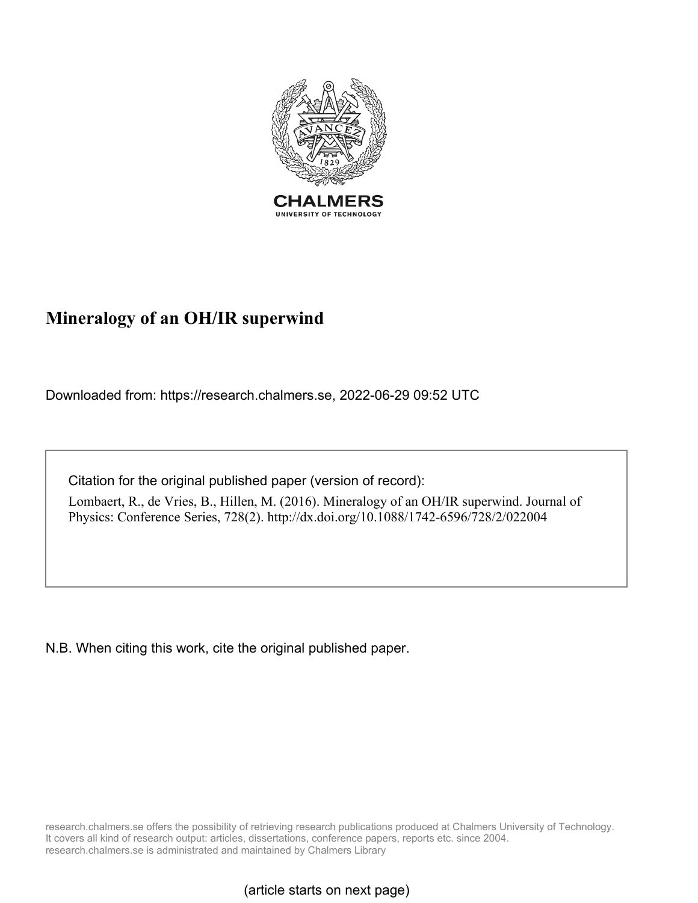CHALMERS
UNIVERSITY OF TECHNOLOGY

# Mineralogy of an OH/IR superwind

Downloaded from: https://research.chalmers.se, 2022-06-29 09:52 UTC

Citation for the original published paper (version of record):

Lombaert, R., de Vries, B., Hillen, M. (2016). Mineralogy of an OH/IR superwind. Journal of Physics: Conference Series, 728(2). http://dx.doi.org/10.1088/1742-6596/728/2/022004

N.B. When citing this work, cite the original published paper.

research.chalmers.se offers the possibility of retrieving research publications produced at Chalmers University of Technology. It covers all kind of research output: articles, dissertations, conference papers, reports etc. since 2004. research.chalmers.se is administrated and maintained by Chalmers Library

(article starts on next page)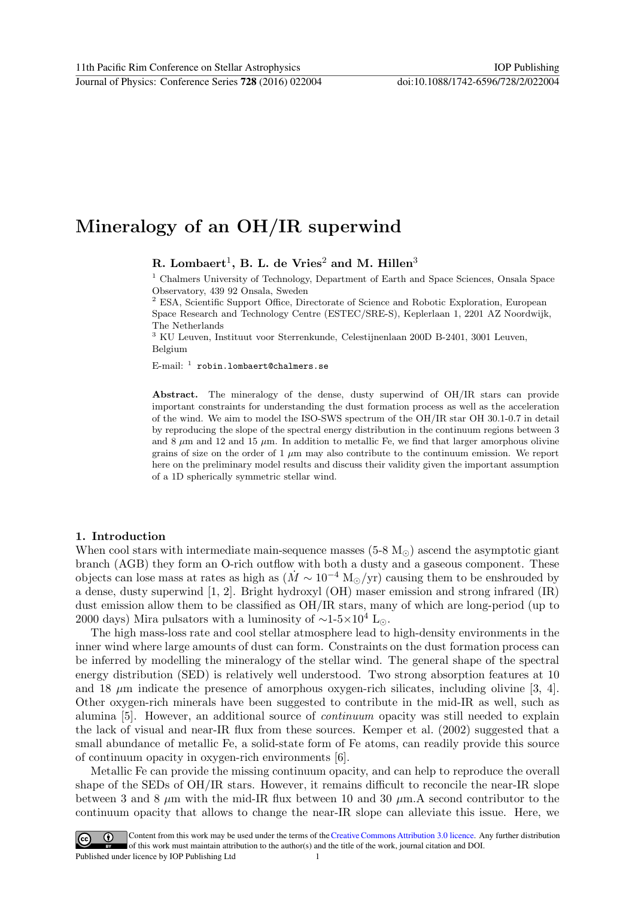# Mineralogy of an OH/IR superwind

**R. Lombaert**[1], **B. L. de Vries**[2] **and M. Hillen**[3]

[1] Chalmers University of Technology, Department of Earth and Space Sciences, Onsala Space Observatory, 439 92 Onsala, Sweden

[2] ESA, Scientific Support Office, Directorate of Science and Robotic Exploration, European Space Research and Technology Centre (ESTEC/SRE-S), Keplerlaan 1, 2201 AZ Noordwijk, The Netherlands

[3] KU Leuven, Instituut voor Sterrenkunde, Celestijnenlaan 200D B-2401, 3001 Leuven, Belgium

E-mail: [1] `robin.lombaert@chalmers.se`

**Abstract.** The mineralogy of the dense, dusty superwind of OH/IR stars can provide important constraints for understanding the dust formation process as well as the acceleration of the wind. We aim to model the ISO-SWS spectrum of the OH/IR star OH 30.1-0.7 in detail by reproducing the slope of the spectral energy distribution in the continuum regions between 3 and 8 $\mu$m and 12 and 15 $\mu$m. In addition to metallic Fe, we find that larger amorphous olivine grains of size on the order of 1 $\mu$m may also contribute to the continuum emission. We report here on the preliminary model results and discuss their validity given the important assumption of a 1D spherically symmetric stellar wind.

## 1. Introduction

When cool stars with intermediate main-sequence masses (5-8 $M_\odot$) ascend the asymptotic giant branch (AGB) they form an O-rich outflow with both a dusty and a gaseous component. These objects can lose mass at rates as high as ($\dot{M} \sim 10^{-4}$ $M_\odot$/yr) causing them to be enshrouded by a dense, dusty superwind [1, 2]. Bright hydroxyl (OH) maser emission and strong infrared (IR) dust emission allow them to be classified as OH/IR stars, many of which are long-period (up to 2000 days) Mira pulsators with a luminosity of $\sim$1-5$\times 10^4$ $L_\odot$.

The high mass-loss rate and cool stellar atmosphere lead to high-density environments in the inner wind where large amounts of dust can form. Constraints on the dust formation process can be inferred by modelling the mineralogy of the stellar wind. The general shape of the spectral energy distribution (SED) is relatively well understood. Two strong absorption features at 10 and 18 $\mu$m indicate the presence of amorphous oxygen-rich silicates, including olivine [3, 4]. Other oxygen-rich minerals have been suggested to contribute in the mid-IR as well, such as alumina [5]. However, an additional source of *continuum* opacity was still needed to explain the lack of visual and near-IR flux from these sources. Kemper et al. (2002) suggested that a small abundance of metallic Fe, a solid-state form of Fe atoms, can readily provide this source of continuum opacity in oxygen-rich environments [6].

Metallic Fe can provide the missing continuum opacity, and can help to reproduce the overall shape of the SEDs of OH/IR stars. However, it remains difficult to reconcile the near-IR slope between 3 and 8 $\mu$m with the mid-IR flux between 10 and 30 $\mu$m.A second contributor to the continuum opacity that allows to change the near-IR slope can alleviate this issue. Here, we

Content from this work may be used under the terms of the Creative Commons Attribution 3.0 licence. Any further distribution of this work must maintain attribution to the author(s) and the title of the work, journal citation and DOI.
Published under licence by IOP Publishing Ltd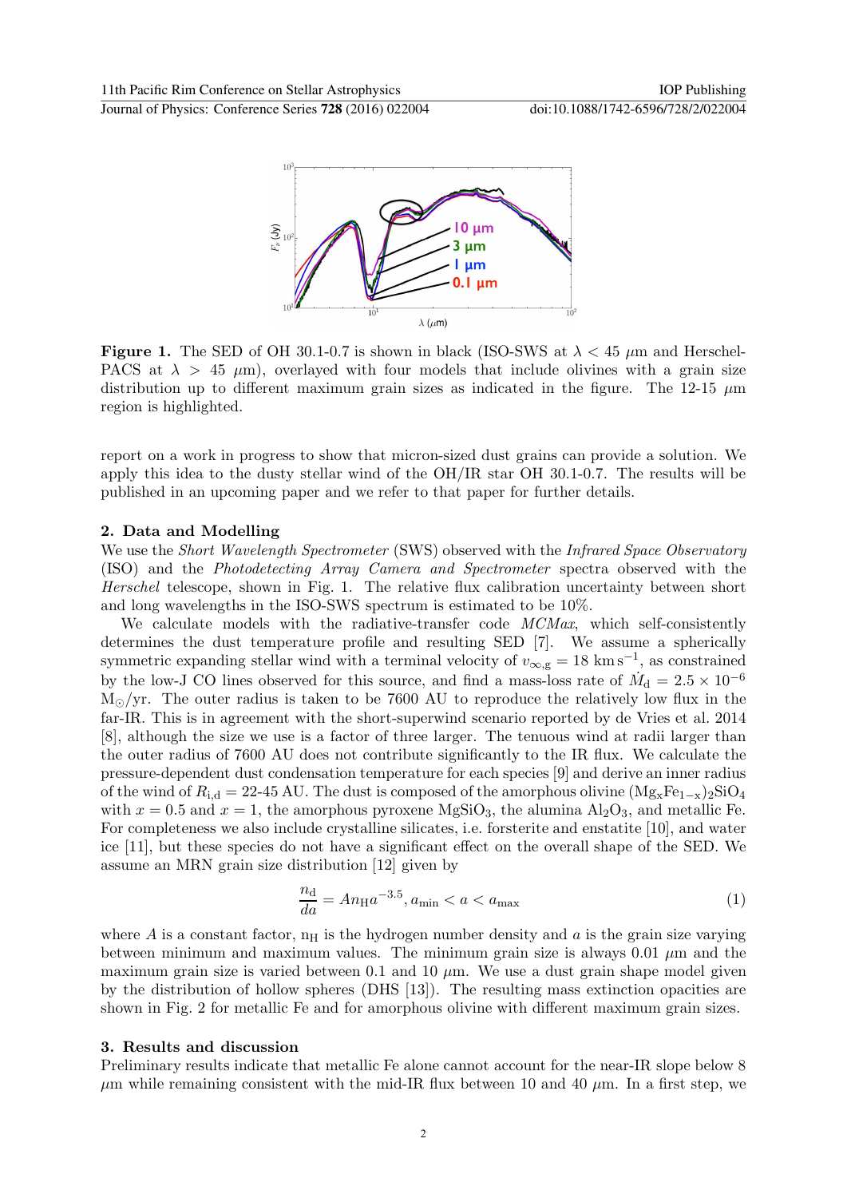**Figure 1.** The SED of OH 30.1-0.7 is shown in black (ISO-SWS at $\lambda < 45$ $\mu$m and Herschel-PACS at $\lambda > 45$ $\mu$m), overlayed with four models that include olivines with a grain size distribution up to different maximum grain sizes as indicated in the figure. The 12-15 $\mu$m region is highlighted.

report on a work in progress to show that micron-sized dust grains can provide a solution. We apply this idea to the dusty stellar wind of the OH/IR star OH 30.1-0.7. The results will be published in an upcoming paper and we refer to that paper for further details.

## 2. Data and Modelling

We use the *Short Wavelength Spectrometer* (SWS) observed with the *Infrared Space Observatory* (ISO) and the *Photodetecting Array Camera and Spectrometer* spectra observed with the *Herschel* telescope, shown in Fig. 1. The relative flux calibration uncertainty between short and long wavelengths in the ISO-SWS spectrum is estimated to be 10%.

We calculate models with the radiative-transfer code *MCMax*, which self-consistently determines the dust temperature profile and resulting SED [7]. We assume a spherically symmetric expanding stellar wind with a terminal velocity of $v_{\infty,\mathrm{g}} = 18$ km s$^{-1}$, as constrained by the low-J CO lines observed for this source, and find a mass-loss rate of $\dot{M}_\mathrm{d} = 2.5 \times 10^{-6}$ $M_\odot$/yr. The outer radius is taken to be 7600 AU to reproduce the relatively low flux in the far-IR. This is in agreement with the short-superwind scenario reported by de Vries et al. 2014 [8], although the size we use is a factor of three larger. The tenuous wind at radii larger than the outer radius of 7600 AU does not contribute significantly to the IR flux. We calculate the pressure-dependent dust condensation temperature for each species [9] and derive an inner radius of the wind of $R_{\mathrm{i,d}}$ = 22-45 AU. The dust is composed of the amorphous olivine $(Mg_xFe_{1-x})_2SiO_4$ with $x = 0.5$ and $x = 1$, the amorphous pyroxene $MgSiO_3$, the alumina $Al_2O_3$, and metallic Fe. For completeness we also include crystalline silicates, i.e. forsterite and enstatite [10], and water ice [11], but these species do not have a significant effect on the overall shape of the SED. We assume an MRN grain size distribution [12] given by

$$\frac{n_\mathrm{d}}{da} = A n_\mathrm{H} a^{-3.5}, a_{\mathrm{min}} < a < a_{\mathrm{max}} \tag{1}$$

where $A$ is a constant factor, $n_\mathrm{H}$ is the hydrogen number density and $a$ is the grain size varying between minimum and maximum values. The minimum grain size is always 0.01 $\mu$m and the maximum grain size is varied between 0.1 and 10 $\mu$m. We use a dust grain shape model given by the distribution of hollow spheres (DHS [13]). The resulting mass extinction opacities are shown in Fig. 2 for metallic Fe and for amorphous olivine with different maximum grain sizes.

## 3. Results and discussion

Preliminary results indicate that metallic Fe alone cannot account for the near-IR slope below 8 $\mu$m while remaining consistent with the mid-IR flux between 10 and 40 $\mu$m. In a first step, we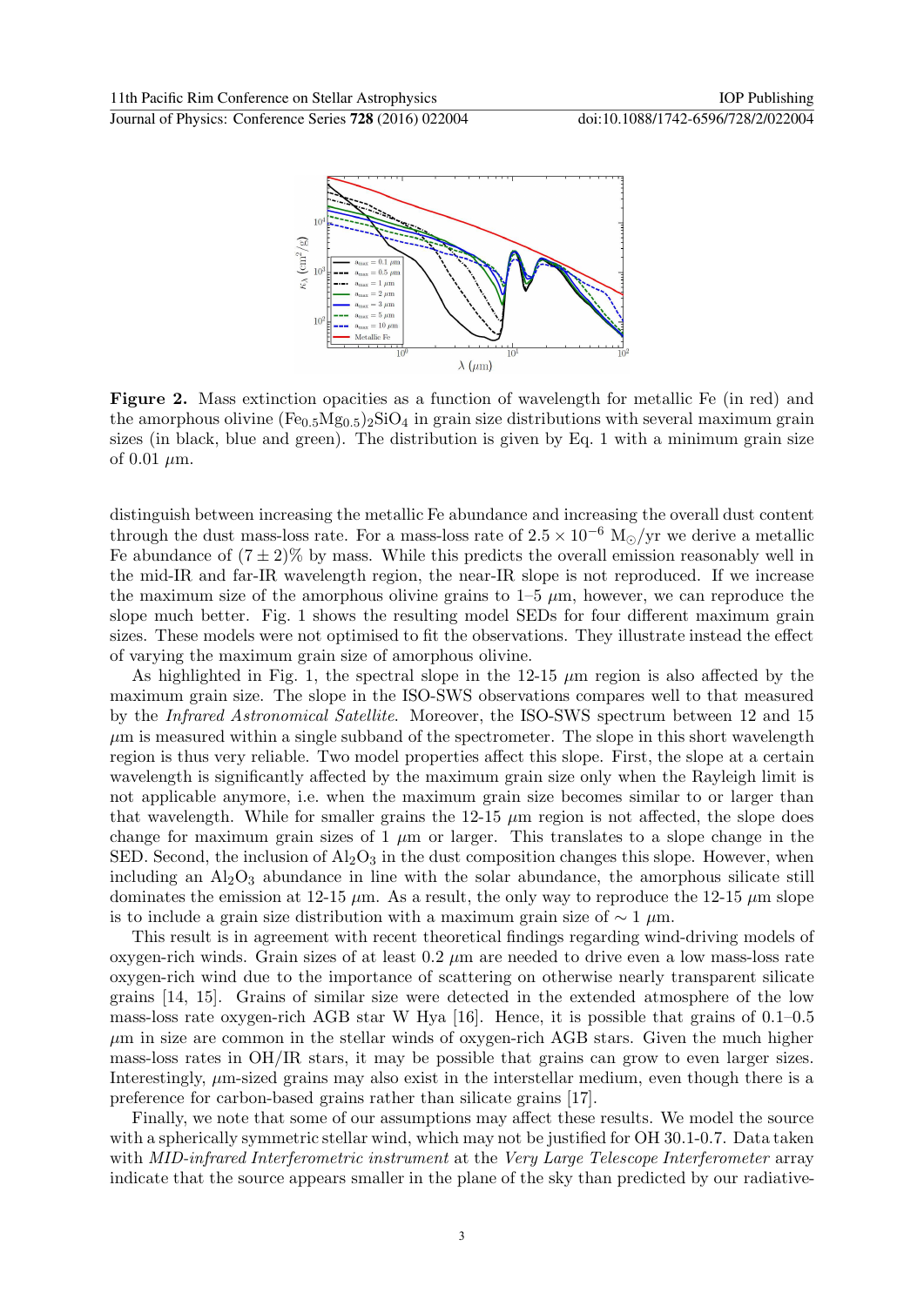**Figure 2.** Mass extinction opacities as a function of wavelength for metallic Fe (in red) and the amorphous olivine $(Fe_{0.5}Mg_{0.5})_2SiO_4$ in grain size distributions with several maximum grain sizes (in black, blue and green). The distribution is given by Eq. 1 with a minimum grain size of 0.01 $\mu$m.

distinguish between increasing the metallic Fe abundance and increasing the overall dust content through the dust mass-loss rate. For a mass-loss rate of $2.5 \times 10^{-6}$ $M_\odot$/yr we derive a metallic Fe abundance of $(7 \pm 2)$% by mass. While this predicts the overall emission reasonably well in the mid-IR and far-IR wavelength region, the near-IR slope is not reproduced. If we increase the maximum size of the amorphous olivine grains to 1–5 $\mu$m, however, we can reproduce the slope much better. Fig. 1 shows the resulting model SEDs for four different maximum grain sizes. These models were not optimised to fit the observations. They illustrate instead the effect of varying the maximum grain size of amorphous olivine.

As highlighted in Fig. 1, the spectral slope in the 12-15 $\mu$m region is also affected by the maximum grain size. The slope in the ISO-SWS observations compares well to that measured by the *Infrared Astronomical Satellite*. Moreover, the ISO-SWS spectrum between 12 and 15 $\mu$m is measured within a single subband of the spectrometer. The slope in this short wavelength region is thus very reliable. Two model properties affect this slope. First, the slope at a certain wavelength is significantly affected by the maximum grain size only when the Rayleigh limit is not applicable anymore, i.e. when the maximum grain size becomes similar to or larger than that wavelength. While for smaller grains the 12-15 $\mu$m region is not affected, the slope does change for maximum grain sizes of 1 $\mu$m or larger. This translates to a slope change in the SED. Second, the inclusion of $Al_2O_3$ in the dust composition changes this slope. However, when including an $Al_2O_3$ abundance in line with the solar abundance, the amorphous silicate still dominates the emission at 12-15 $\mu$m. As a result, the only way to reproduce the 12-15 $\mu$m slope is to include a grain size distribution with a maximum grain size of $\sim 1$ $\mu$m.

This result is in agreement with recent theoretical findings regarding wind-driving models of oxygen-rich winds. Grain sizes of at least 0.2 $\mu$m are needed to drive even a low mass-loss rate oxygen-rich wind due to the importance of scattering on otherwise nearly transparent silicate grains [14, 15]. Grains of similar size were detected in the extended atmosphere of the low mass-loss rate oxygen-rich AGB star W Hya [16]. Hence, it is possible that grains of 0.1–0.5 $\mu$m in size are common in the stellar winds of oxygen-rich AGB stars. Given the much higher mass-loss rates in OH/IR stars, it may be possible that grains can grow to even larger sizes. Interestingly, $\mu$m-sized grains may also exist in the interstellar medium, even though there is a preference for carbon-based grains rather than silicate grains [17].

Finally, we note that some of our assumptions may affect these results. We model the source with a spherically symmetric stellar wind, which may not be justified for OH 30.1-0.7. Data taken with *MID-infrared Interferometric instrument* at the *Very Large Telescope Interferometer* array indicate that the source appears smaller in the plane of the sky than predicted by our radiative-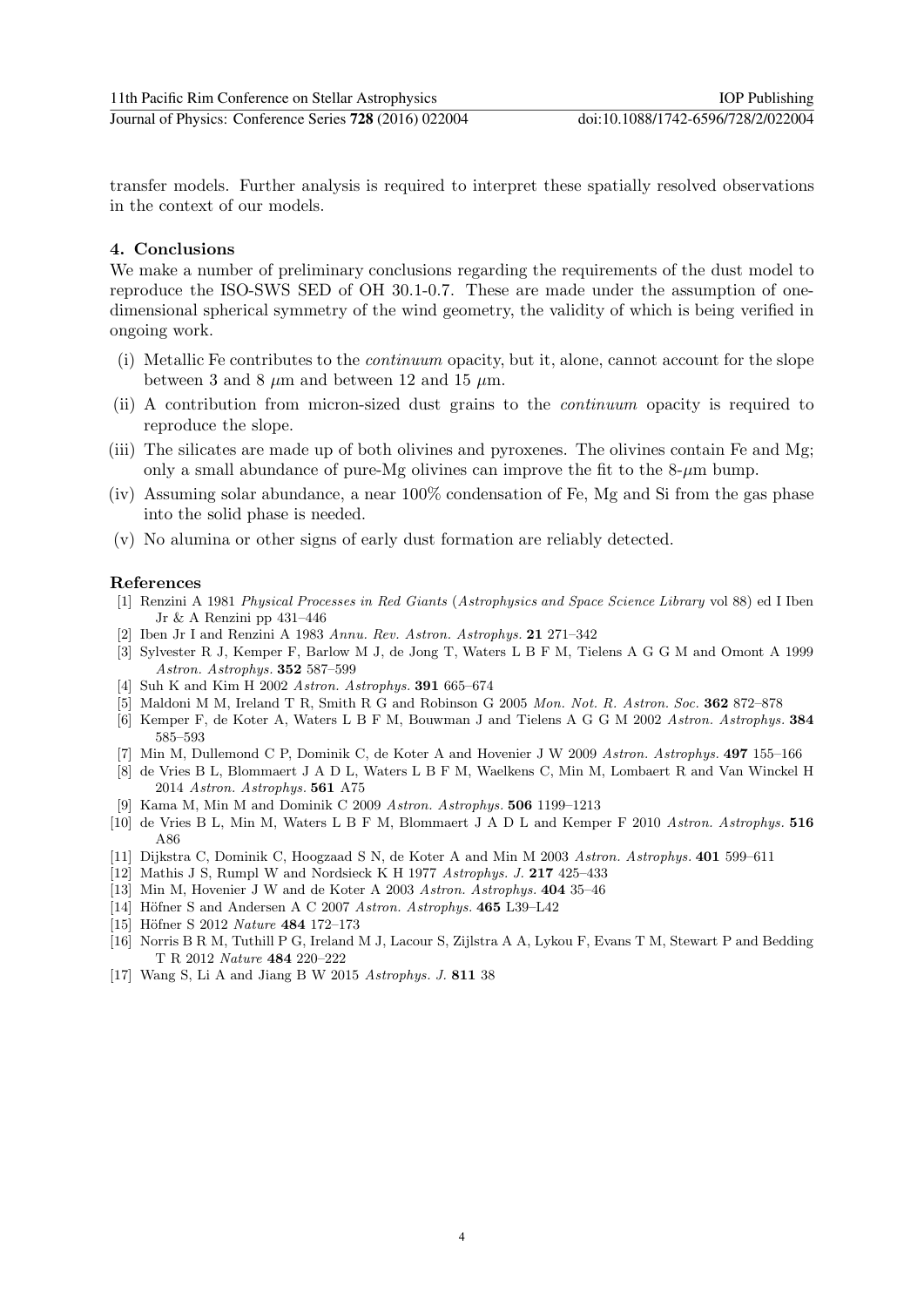transfer models. Further analysis is required to interpret these spatially resolved observations in the context of our models.

## 4. Conclusions

We make a number of preliminary conclusions regarding the requirements of the dust model to reproduce the ISO-SWS SED of OH 30.1-0.7. These are made under the assumption of one-dimensional spherical symmetry of the wind geometry, the validity of which is being verified in ongoing work.

(i) Metallic Fe contributes to the *continuum* opacity, but it, alone, cannot account for the slope between 3 and 8 $\mu$m and between 12 and 15 $\mu$m.

(ii) A contribution from micron-sized dust grains to the *continuum* opacity is required to reproduce the slope.

(iii) The silicates are made up of both olivines and pyroxenes. The olivines contain Fe and Mg; only a small abundance of pure-Mg olivines can improve the fit to the 8-$\mu$m bump.

(iv) Assuming solar abundance, a near 100% condensation of Fe, Mg and Si from the gas phase into the solid phase is needed.

(v) No alumina or other signs of early dust formation are reliably detected.

## References

[1] Renzini A 1981 *Physical Processes in Red Giants* (*Astrophysics and Space Science Library* vol 88) ed I Iben Jr & A Renzini pp 431–446

[2] Iben Jr I and Renzini A 1983 *Annu. Rev. Astron. Astrophys.* **21** 271–342

[3] Sylvester R J, Kemper F, Barlow M J, de Jong T, Waters L B F M, Tielens A G G M and Omont A 1999 *Astron. Astrophys.* **352** 587–599

[4] Suh K and Kim H 2002 *Astron. Astrophys.* **391** 665–674

[5] Maldoni M M, Ireland T R, Smith R G and Robinson G 2005 *Mon. Not. R. Astron. Soc.* **362** 872–878

[6] Kemper F, de Koter A, Waters L B F M, Bouwman J and Tielens A G G M 2002 *Astron. Astrophys.* **384** 585–593

[7] Min M, Dullemond C P, Dominik C, de Koter A and Hovenier J W 2009 *Astron. Astrophys.* **497** 155–166

[8] de Vries B L, Blommaert J A D L, Waters L B F M, Waelkens C, Min M, Lombaert R and Van Winckel H 2014 *Astron. Astrophys.* **561** A75

[9] Kama M, Min M and Dominik C 2009 *Astron. Astrophys.* **506** 1199–1213

[10] de Vries B L, Min M, Waters L B F M, Blommaert J A D L and Kemper F 2010 *Astron. Astrophys.* **516** A86

[11] Dijkstra C, Dominik C, Hoogzaad S N, de Koter A and Min M 2003 *Astron. Astrophys.* **401** 599–611

[12] Mathis J S, Rumpl W and Nordsieck K H 1977 *Astrophys. J.* **217** 425–433

[13] Min M, Hovenier J W and de Koter A 2003 *Astron. Astrophys.* **404** 35–46

[14] Höfner S and Andersen A C 2007 *Astron. Astrophys.* **465** L39–L42

[15] Höfner S 2012 *Nature* **484** 172–173

[16] Norris B R M, Tuthill P G, Ireland M J, Lacour S, Zijlstra A A, Lykou F, Evans T M, Stewart P and Bedding T R 2012 *Nature* **484** 220–222

[17] Wang S, Li A and Jiang B W 2015 *Astrophys. J.* **811** 38